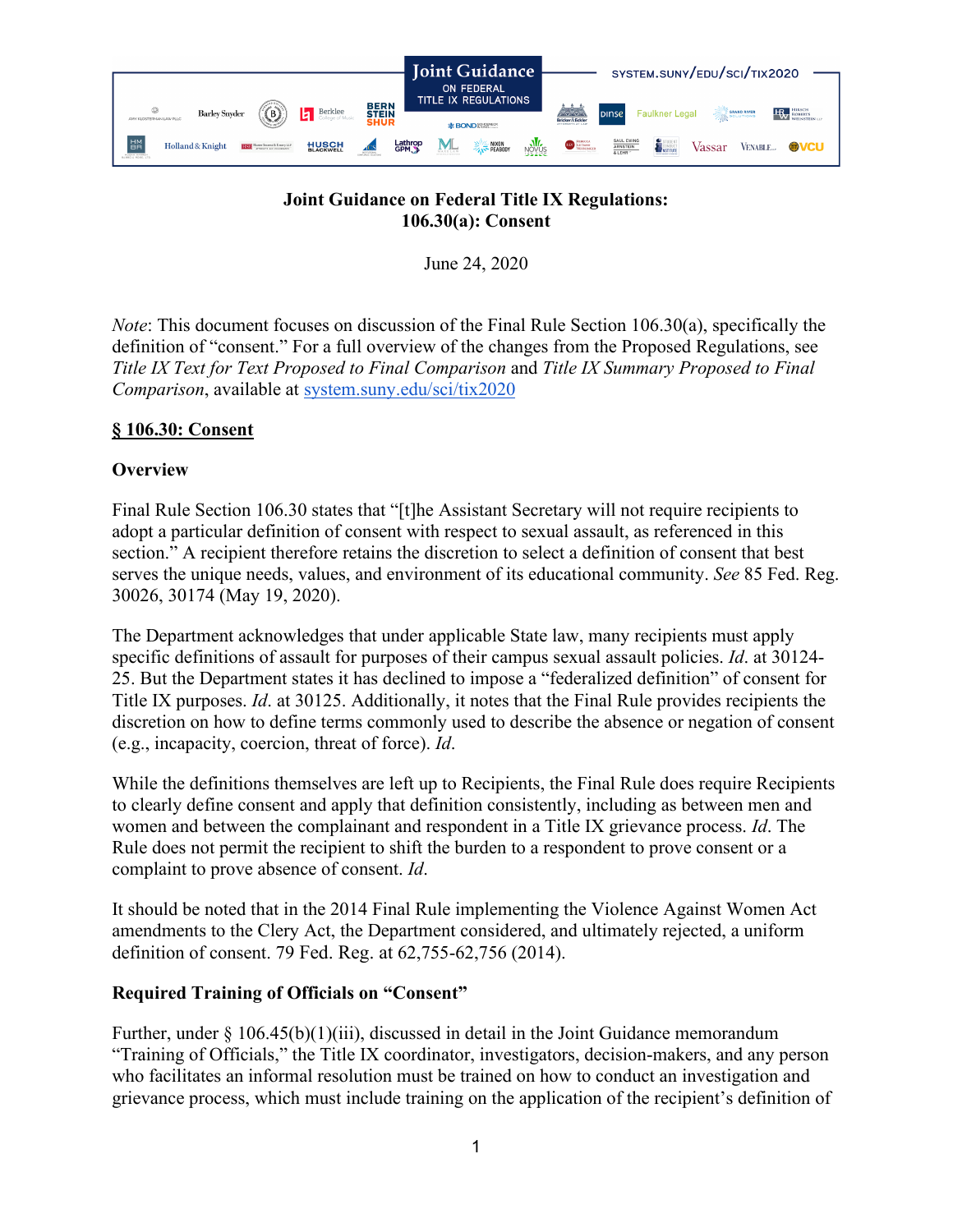# Joint Guidance on Federal Title IX Regulations: 106.30(a): Consent

June 24, 2020

*Note*: This document focuses on discussion of the Final Rule Section 106.30(a), specifically the definition of "consent." For a full overview of the changes from the Proposed Regulations, see *Title IX Text for Text Proposed to Final Comparison* and *Title IX Summary Proposed to Final Comparison*, available at system.suny.edu/sci/tix2020

## § 106.30: Consent

### Overview

Final Rule Section 106.30 states that "[t]he Assistant Secretary will not require recipients to adopt a particular definition of consent with respect to sexual assault, as referenced in this section." A recipient therefore retains the discretion to select a definition of consent that best serves the unique needs, values, and environment of its educational community. *See* 85 Fed. Reg. 30026, 30174 (May 19, 2020).

The Department acknowledges that under applicable State law, many recipients must apply specific definitions of assault for purposes of their campus sexual assault policies. *Id*. at 30124-25. But the Department states it has declined to impose a "federalized definition" of consent for Title IX purposes. *Id*. at 30125. Additionally, it notes that the Final Rule provides recipients the discretion on how to define terms commonly used to describe the absence or negation of consent (e.g., incapacity, coercion, threat of force). *Id*.

While the definitions themselves are left up to Recipients, the Final Rule does require Recipients to clearly define consent and apply that definition consistently, including as between men and women and between the complainant and respondent in a Title IX grievance process. *Id*. The Rule does not permit the recipient to shift the burden to a respondent to prove consent or a complaint to prove absence of consent. *Id*.

It should be noted that in the 2014 Final Rule implementing the Violence Against Women Act amendments to the Clery Act, the Department considered, and ultimately rejected, a uniform definition of consent. 79 Fed. Reg. at 62,755-62,756 (2014).

### Required Training of Officials on "Consent"

Further, under § 106.45(b)(1)(iii), discussed in detail in the Joint Guidance memorandum "Training of Officials," the Title IX coordinator, investigators, decision-makers, and any person who facilitates an informal resolution must be trained on how to conduct an investigation and grievance process, which must include training on the application of the recipient's definition of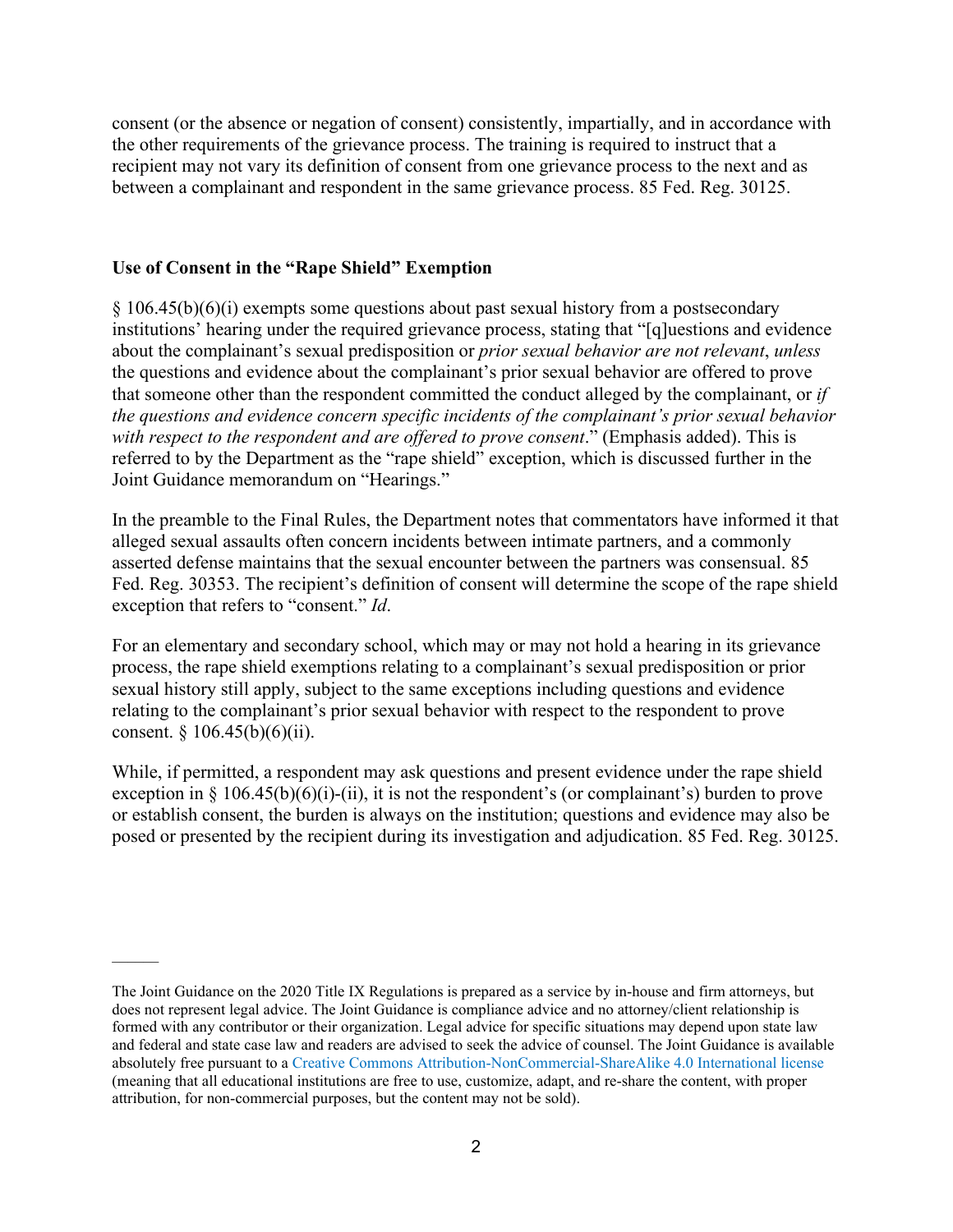consent (or the absence or negation of consent) consistently, impartially, and in accordance with the other requirements of the grievance process. The training is required to instruct that a recipient may not vary its definition of consent from one grievance process to the next and as between a complainant and respondent in the same grievance process. 85 Fed. Reg. 30125.

**Use of Consent in the "Rape Shield" Exemption**

§ 106.45(b)(6)(i) exempts some questions about past sexual history from a postsecondary institutions' hearing under the required grievance process, stating that "[q]uestions and evidence about the complainant's sexual predisposition or *prior sexual behavior are not relevant*, *unless* the questions and evidence about the complainant's prior sexual behavior are offered to prove that someone other than the respondent committed the conduct alleged by the complainant, or *if the questions and evidence concern specific incidents of the complainant's prior sexual behavior with respect to the respondent and are offered to prove consent*." (Emphasis added). This is referred to by the Department as the "rape shield" exception, which is discussed further in the Joint Guidance memorandum on "Hearings."

In the preamble to the Final Rules, the Department notes that commentators have informed it that alleged sexual assaults often concern incidents between intimate partners, and a commonly asserted defense maintains that the sexual encounter between the partners was consensual. 85 Fed. Reg. 30353. The recipient's definition of consent will determine the scope of the rape shield exception that refers to "consent." *Id*.

For an elementary and secondary school, which may or may not hold a hearing in its grievance process, the rape shield exemptions relating to a complainant's sexual predisposition or prior sexual history still apply, subject to the same exceptions including questions and evidence relating to the complainant's prior sexual behavior with respect to the respondent to prove consent. § 106.45(b)(6)(ii).

While, if permitted, a respondent may ask questions and present evidence under the rape shield exception in § 106.45(b)(6)(i)-(ii), it is not the respondent's (or complainant's) burden to prove or establish consent, the burden is always on the institution; questions and evidence may also be posed or presented by the recipient during its investigation and adjudication. 85 Fed. Reg. 30125.

---

The Joint Guidance on the 2020 Title IX Regulations is prepared as a service by in-house and firm attorneys, but does not represent legal advice. The Joint Guidance is compliance advice and no attorney/client relationship is formed with any contributor or their organization. Legal advice for specific situations may depend upon state law and federal and state case law and readers are advised to seek the advice of counsel. The Joint Guidance is available absolutely free pursuant to a Creative Commons Attribution-NonCommercial-ShareAlike 4.0 International license (meaning that all educational institutions are free to use, customize, adapt, and re-share the content, with proper attribution, for non-commercial purposes, but the content may not be sold).